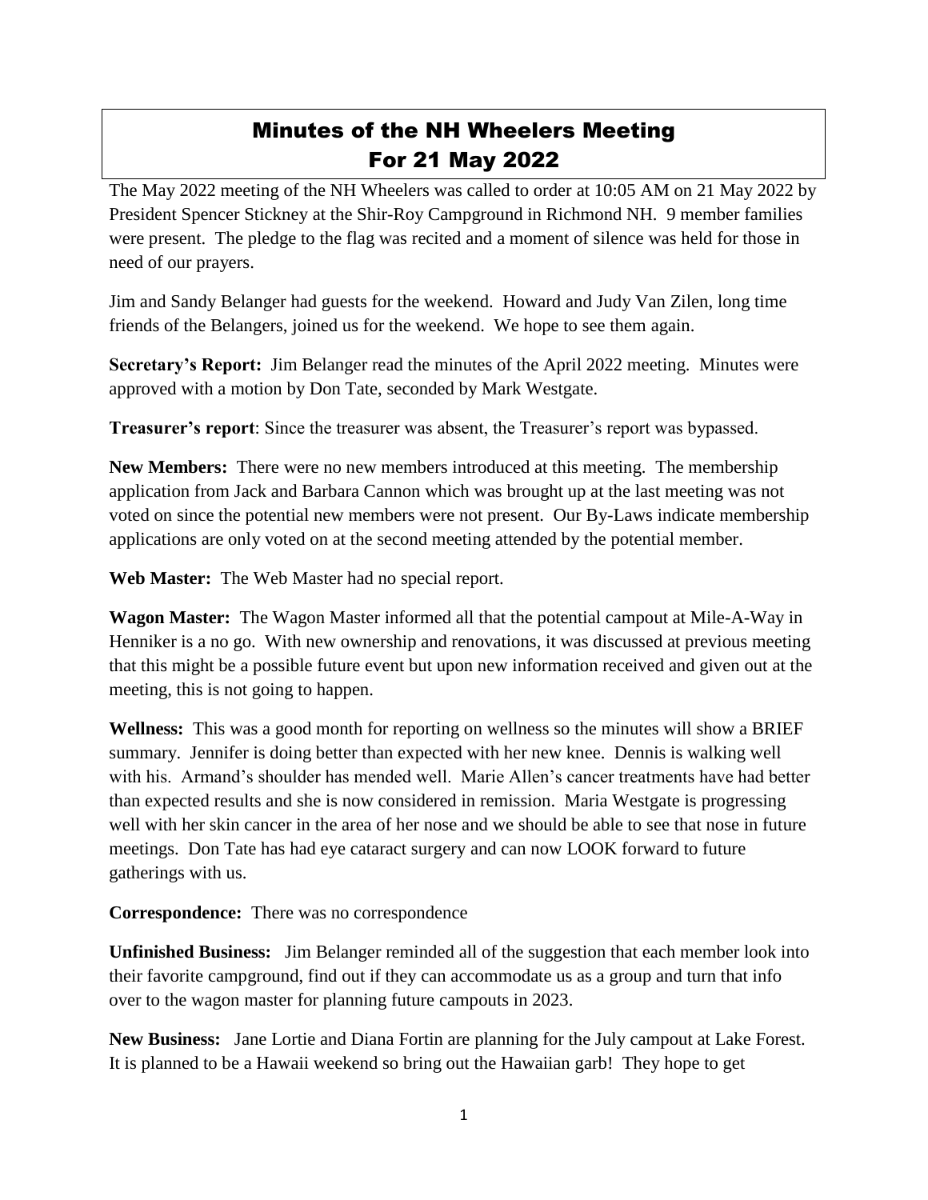# Minutes of the NH Wheelers Meeting For 21 May 2022

The May 2022 meeting of the NH Wheelers was called to order at 10:05 AM on 21 May 2022 by President Spencer Stickney at the Shir-Roy Campground in Richmond NH. 9 member families were present. The pledge to the flag was recited and a moment of silence was held for those in need of our prayers.

Jim and Sandy Belanger had guests for the weekend. Howard and Judy Van Zilen, long time friends of the Belangers, joined us for the weekend. We hope to see them again.

**Secretary's Report:** Jim Belanger read the minutes of the April 2022 meeting. Minutes were approved with a motion by Don Tate, seconded by Mark Westgate.

**Treasurer's report**: Since the treasurer was absent, the Treasurer's report was bypassed.

**New Members:** There were no new members introduced at this meeting. The membership application from Jack and Barbara Cannon which was brought up at the last meeting was not voted on since the potential new members were not present. Our By-Laws indicate membership applications are only voted on at the second meeting attended by the potential member.

**Web Master:** The Web Master had no special report.

**Wagon Master:** The Wagon Master informed all that the potential campout at Mile-A-Way in Henniker is a no go. With new ownership and renovations, it was discussed at previous meeting that this might be a possible future event but upon new information received and given out at the meeting, this is not going to happen.

**Wellness:** This was a good month for reporting on wellness so the minutes will show a BRIEF summary. Jennifer is doing better than expected with her new knee. Dennis is walking well with his. Armand's shoulder has mended well. Marie Allen's cancer treatments have had better than expected results and she is now considered in remission. Maria Westgate is progressing well with her skin cancer in the area of her nose and we should be able to see that nose in future meetings. Don Tate has had eye cataract surgery and can now LOOK forward to future gatherings with us.

**Correspondence:** There was no correspondence

**Unfinished Business:** Jim Belanger reminded all of the suggestion that each member look into their favorite campground, find out if they can accommodate us as a group and turn that info over to the wagon master for planning future campouts in 2023.

**New Business:** Jane Lortie and Diana Fortin are planning for the July campout at Lake Forest. It is planned to be a Hawaii weekend so bring out the Hawaiian garb! They hope to get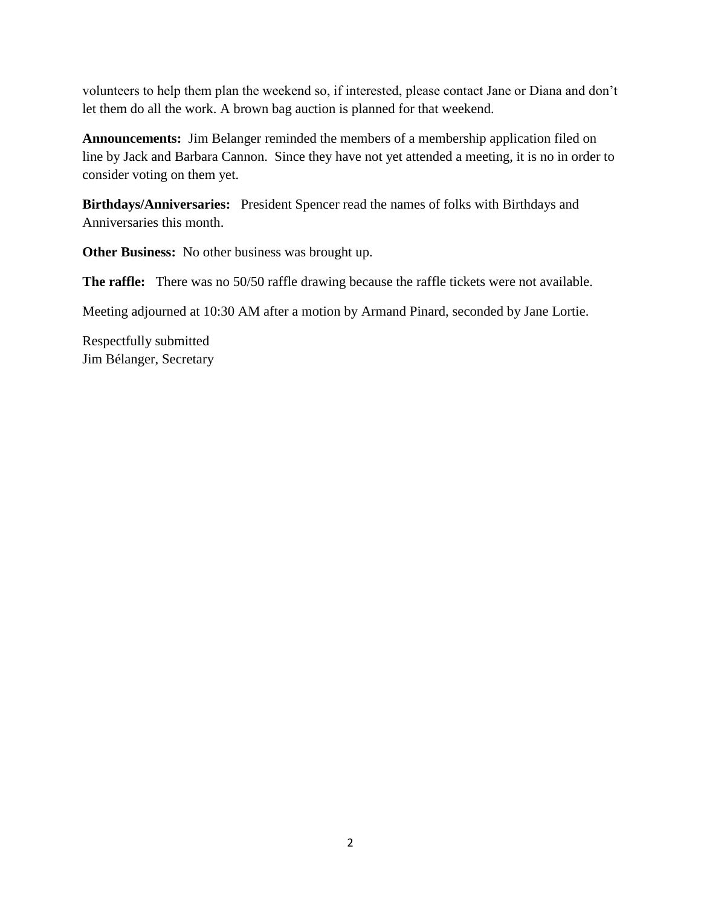volunteers to help them plan the weekend so, if interested, please contact Jane or Diana and don't let them do all the work. A brown bag auction is planned for that weekend.

**Announcements:** Jim Belanger reminded the members of a membership application filed on line by Jack and Barbara Cannon. Since they have not yet attended a meeting, it is no in order to consider voting on them yet.

**Birthdays/Anniversaries:** President Spencer read the names of folks with Birthdays and Anniversaries this month.

**Other Business:** No other business was brought up.

**The raffle:** There was no 50/50 raffle drawing because the raffle tickets were not available.

Meeting adjourned at 10:30 AM after a motion by Armand Pinard, seconded by Jane Lortie.

Respectfully submitted
Jim Bélanger, Secretary